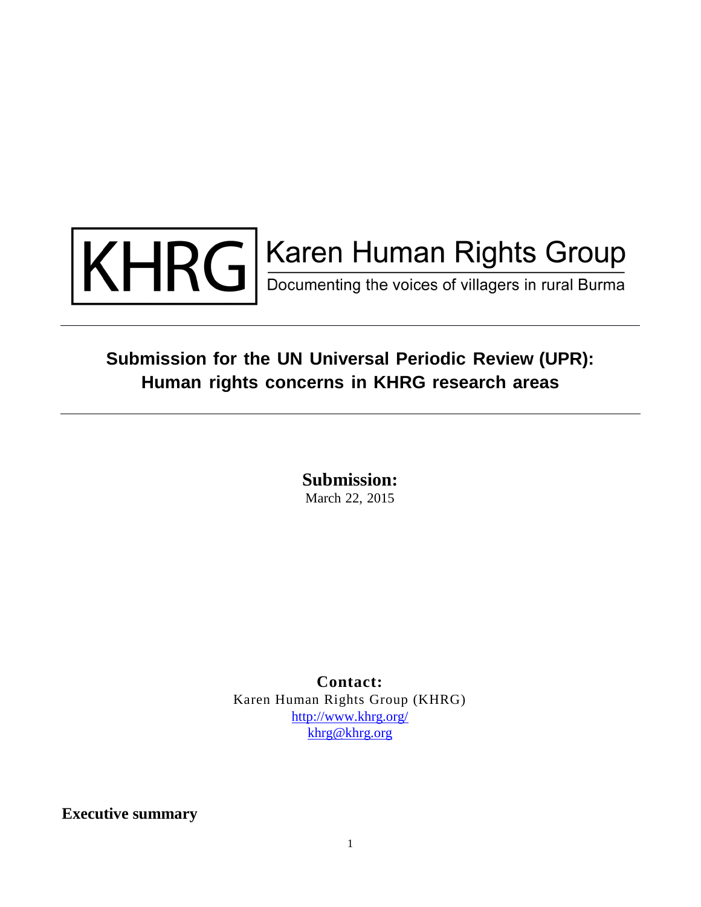KHRG | Karen Human Rights Group

Documenting the voices of villagers in rural Burma

# Submission for the UN Universal Periodic Review (UPR): Human rights concerns in KHRG research areas

**Submission:**

March 22, 2015

**Contact:**

Karen Human Rights Group (KHRG)

http://www.khrg.org/

khrg@khrg.org

## Executive summary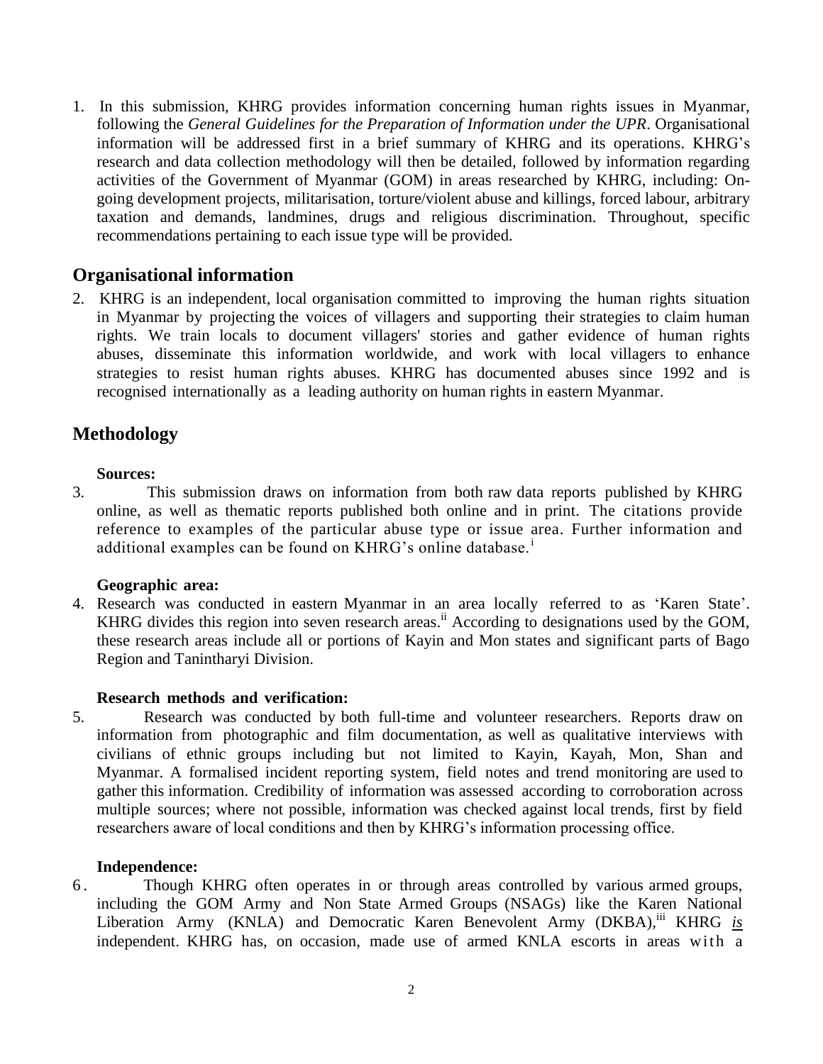1. In this submission, KHRG provides information concerning human rights issues in Myanmar, following the *General Guidelines for the Preparation of Information under the UPR*. Organisational information will be addressed first in a brief summary of KHRG and its operations. KHRG's research and data collection methodology will then be detailed, followed by information regarding activities of the Government of Myanmar (GOM) in areas researched by KHRG, including: On-going development projects, militarisation, torture/violent abuse and killings, forced labour, arbitrary taxation and demands, landmines, drugs and religious discrimination. Throughout, specific recommendations pertaining to each issue type will be provided.

## Organisational information

2. KHRG is an independent, local organisation committed to improving the human rights situation in Myanmar by projecting the voices of villagers and supporting their strategies to claim human rights. We train locals to document villagers' stories and gather evidence of human rights abuses, disseminate this information worldwide, and work with local villagers to enhance strategies to resist human rights abuses. KHRG has documented abuses since 1992 and is recognised internationally as a leading authority on human rights in eastern Myanmar.

## Methodology

**Sources:**

3. This submission draws on information from both raw data reports published by KHRG online, as well as thematic reports published both online and in print. The citations provide reference to examples of the particular abuse type or issue area. Further information and additional examples can be found on KHRG's online database.[i]

**Geographic area:**

4. Research was conducted in eastern Myanmar in an area locally referred to as 'Karen State'. KHRG divides this region into seven research areas.[ii] According to designations used by the GOM, these research areas include all or portions of Kayin and Mon states and significant parts of Bago Region and Tanintharyi Division.

**Research methods and verification:**

5. Research was conducted by both full-time and volunteer researchers. Reports draw on information from photographic and film documentation, as well as qualitative interviews with civilians of ethnic groups including but not limited to Kayin, Kayah, Mon, Shan and Myanmar. A formalised incident reporting system, field notes and trend monitoring are used to gather this information. Credibility of information was assessed according to corroboration across multiple sources; where not possible, information was checked against local trends, first by field researchers aware of local conditions and then by KHRG's information processing office.

**Independence:**

6. Though KHRG often operates in or through areas controlled by various armed groups, including the GOM Army and Non State Armed Groups (NSAGs) like the Karen National Liberation Army (KNLA) and Democratic Karen Benevolent Army (DKBA),[iii] KHRG ***is*** independent. KHRG has, on occasion, made use of armed KNLA escorts in areas with a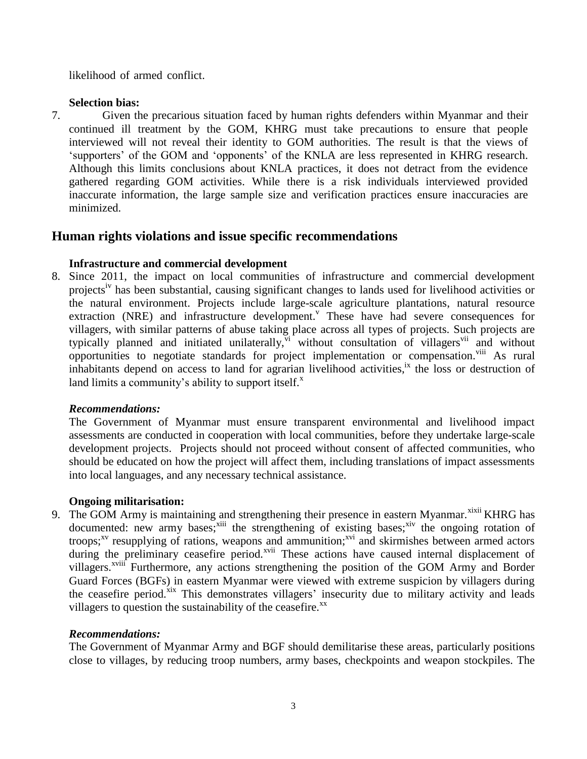likelihood of armed conflict.

**Selection bias:**

7. Given the precarious situation faced by human rights defenders within Myanmar and their continued ill treatment by the GOM, KHRG must take precautions to ensure that people interviewed will not reveal their identity to GOM authorities. The result is that the views of 'supporters' of the GOM and 'opponents' of the KNLA are less represented in KHRG research. Although this limits conclusions about KNLA practices, it does not detract from the evidence gathered regarding GOM activities. While there is a risk individuals interviewed provided inaccurate information, the large sample size and verification practices ensure inaccuracies are minimized.

## Human rights violations and issue specific recommendations

**Infrastructure and commercial development**

8. Since 2011, the impact on local communities of infrastructure and commercial development projects[iv] has been substantial, causing significant changes to lands used for livelihood activities or the natural environment. Projects include large-scale agriculture plantations, natural resource extraction (NRE) and infrastructure development.[v] These have had severe consequences for villagers, with similar patterns of abuse taking place across all types of projects. Such projects are typically planned and initiated unilaterally,[vi] without consultation of villagers[vii] and without opportunities to negotiate standards for project implementation or compensation.[viii] As rural inhabitants depend on access to land for agrarian livelihood activities,[ix] the loss or destruction of land limits a community's ability to support itself.[x]

***Recommendations:***

The Government of Myanmar must ensure transparent environmental and livelihood impact assessments are conducted in cooperation with local communities, before they undertake large-scale development projects. Projects should not proceed without consent of affected communities, who should be educated on how the project will affect them, including translations of impact assessments into local languages, and any necessary technical assistance.

**Ongoing militarisation:**

9. The GOM Army is maintaining and strengthening their presence in eastern Myanmar.[xixii] KHRG has documented: new army bases;[xiii] the strengthening of existing bases;[xiv] the ongoing rotation of troops;[xv] resupplying of rations, weapons and ammunition;[xvi] and skirmishes between armed actors during the preliminary ceasefire period.[xvii] These actions have caused internal displacement of villagers.[xviii] Furthermore, any actions strengthening the position of the GOM Army and Border Guard Forces (BGFs) in eastern Myanmar were viewed with extreme suspicion by villagers during the ceasefire period.[xix] This demonstrates villagers' insecurity due to military activity and leads villagers to question the sustainability of the ceasefire.[xx]

***Recommendations:***

The Government of Myanmar Army and BGF should demilitarise these areas, particularly positions close to villages, by reducing troop numbers, army bases, checkpoints and weapon stockpiles. The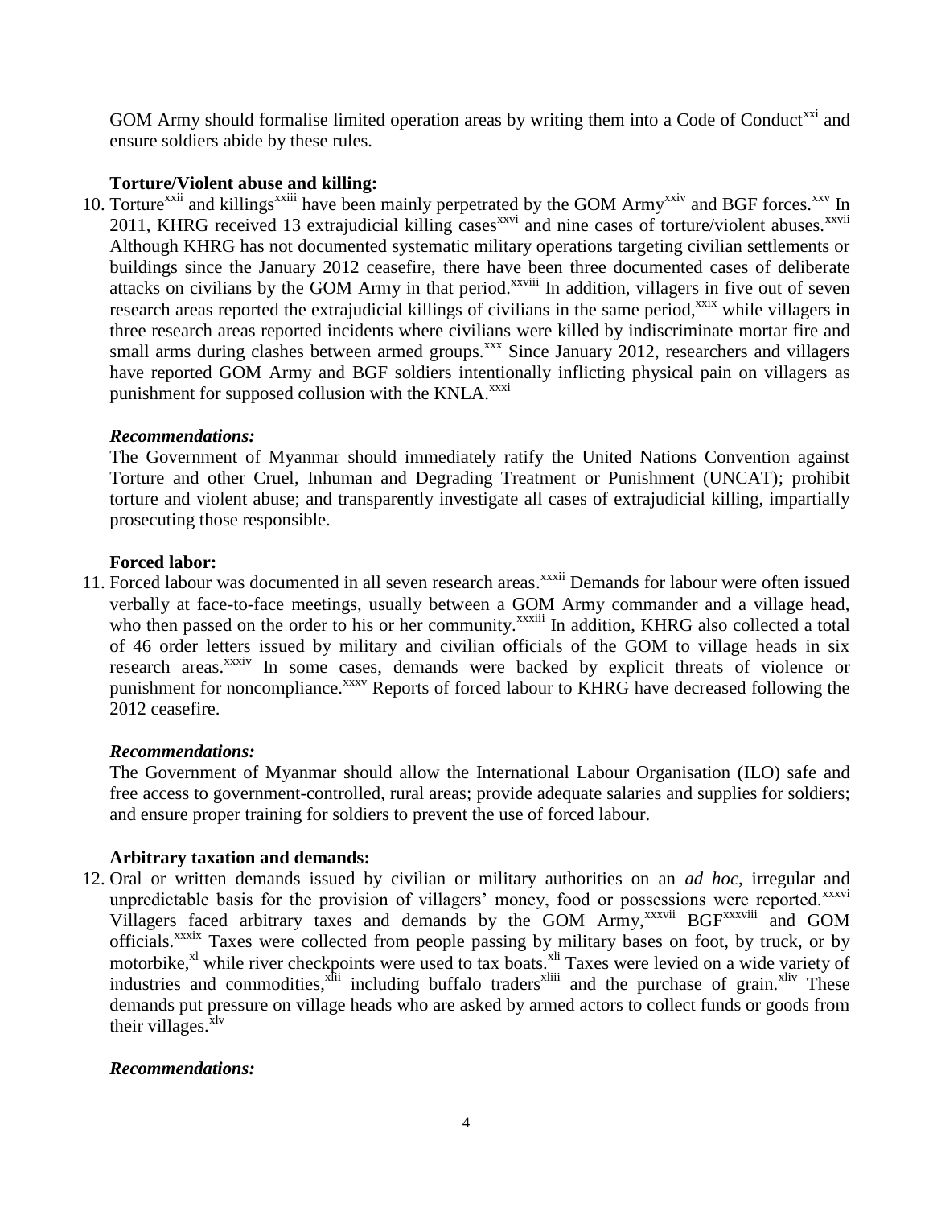GOM Army should formalise limited operation areas by writing them into a Code of Conduct[xxi] and ensure soldiers abide by these rules.

**Torture/Violent abuse and killing:**

10. Torture[xxii] and killings[xxiii] have been mainly perpetrated by the GOM Army[xxiv] and BGF forces.[xxv] In 2011, KHRG received 13 extrajudicial killing cases[xxvi] and nine cases of torture/violent abuses.[xxvii] Although KHRG has not documented systematic military operations targeting civilian settlements or buildings since the January 2012 ceasefire, there have been three documented cases of deliberate attacks on civilians by the GOM Army in that period.[xxviii] In addition, villagers in five out of seven research areas reported the extrajudicial killings of civilians in the same period,[xxix] while villagers in three research areas reported incidents where civilians were killed by indiscriminate mortar fire and small arms during clashes between armed groups.[xxx] Since January 2012, researchers and villagers have reported GOM Army and BGF soldiers intentionally inflicting physical pain on villagers as punishment for supposed collusion with the KNLA.[xxxi]

***Recommendations:***

The Government of Myanmar should immediately ratify the United Nations Convention against Torture and other Cruel, Inhuman and Degrading Treatment or Punishment (UNCAT); prohibit torture and violent abuse; and transparently investigate all cases of extrajudicial killing, impartially prosecuting those responsible.

**Forced labor:**

11. Forced labour was documented in all seven research areas.[xxxii] Demands for labour were often issued verbally at face-to-face meetings, usually between a GOM Army commander and a village head, who then passed on the order to his or her community.[xxxiii] In addition, KHRG also collected a total of 46 order letters issued by military and civilian officials of the GOM to village heads in six research areas.[xxxiv] In some cases, demands were backed by explicit threats of violence or punishment for noncompliance.[xxxv] Reports of forced labour to KHRG have decreased following the 2012 ceasefire.

***Recommendations:***

The Government of Myanmar should allow the International Labour Organisation (ILO) safe and free access to government-controlled, rural areas; provide adequate salaries and supplies for soldiers; and ensure proper training for soldiers to prevent the use of forced labour.

**Arbitrary taxation and demands:**

12. Oral or written demands issued by civilian or military authorities on an *ad hoc*, irregular and unpredictable basis for the provision of villagers' money, food or possessions were reported.[xxxvi] Villagers faced arbitrary taxes and demands by the GOM Army,[xxxvii] BGF[xxxviii] and GOM officials.[xxxix] Taxes were collected from people passing by military bases on foot, by truck, or by motorbike,[xl] while river checkpoints were used to tax boats.[xli] Taxes were levied on a wide variety of industries and commodities,[xlii] including buffalo traders[xliii] and the purchase of grain.[xliv] These demands put pressure on village heads who are asked by armed actors to collect funds or goods from their villages.[xlv]

***Recommendations:***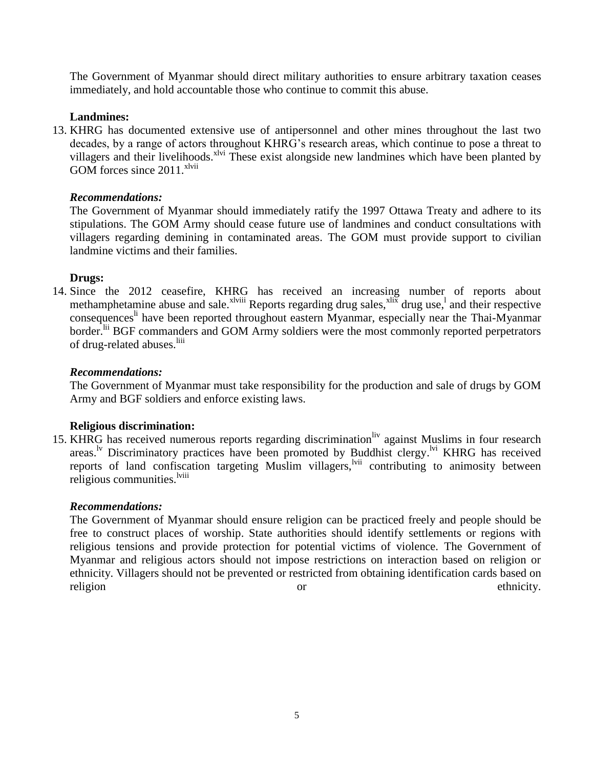The Government of Myanmar should direct military authorities to ensure arbitrary taxation ceases immediately, and hold accountable those who continue to commit this abuse.

**Landmines:**

13. KHRG has documented extensive use of antipersonnel and other mines throughout the last two decades, by a range of actors throughout KHRG's research areas, which continue to pose a threat to villagers and their livelihoods.[xlvi] These exist alongside new landmines which have been planted by GOM forces since 2011.[xlvii]

***Recommendations:***

The Government of Myanmar should immediately ratify the 1997 Ottawa Treaty and adhere to its stipulations. The GOM Army should cease future use of landmines and conduct consultations with villagers regarding demining in contaminated areas. The GOM must provide support to civilian landmine victims and their families.

**Drugs:**

14. Since the 2012 ceasefire, KHRG has received an increasing number of reports about methamphetamine abuse and sale.[xlviii] Reports regarding drug sales,[xlix] drug use,[l] and their respective consequences[li] have been reported throughout eastern Myanmar, especially near the Thai-Myanmar border.[lii] BGF commanders and GOM Army soldiers were the most commonly reported perpetrators of drug-related abuses.[liii]

***Recommendations:***

The Government of Myanmar must take responsibility for the production and sale of drugs by GOM Army and BGF soldiers and enforce existing laws.

**Religious discrimination:**

15. KHRG has received numerous reports regarding discrimination[liv] against Muslims in four research areas.[lv] Discriminatory practices have been promoted by Buddhist clergy.[lvi] KHRG has received reports of land confiscation targeting Muslim villagers,[lvii] contributing to animosity between religious communities.[lviii]

***Recommendations:***

The Government of Myanmar should ensure religion can be practiced freely and people should be free to construct places of worship. State authorities should identify settlements or regions with religious tensions and provide protection for potential victims of violence. The Government of Myanmar and religious actors should not impose restrictions on interaction based on religion or ethnicity. Villagers should not be prevented or restricted from obtaining identification cards based on religion or ethnicity.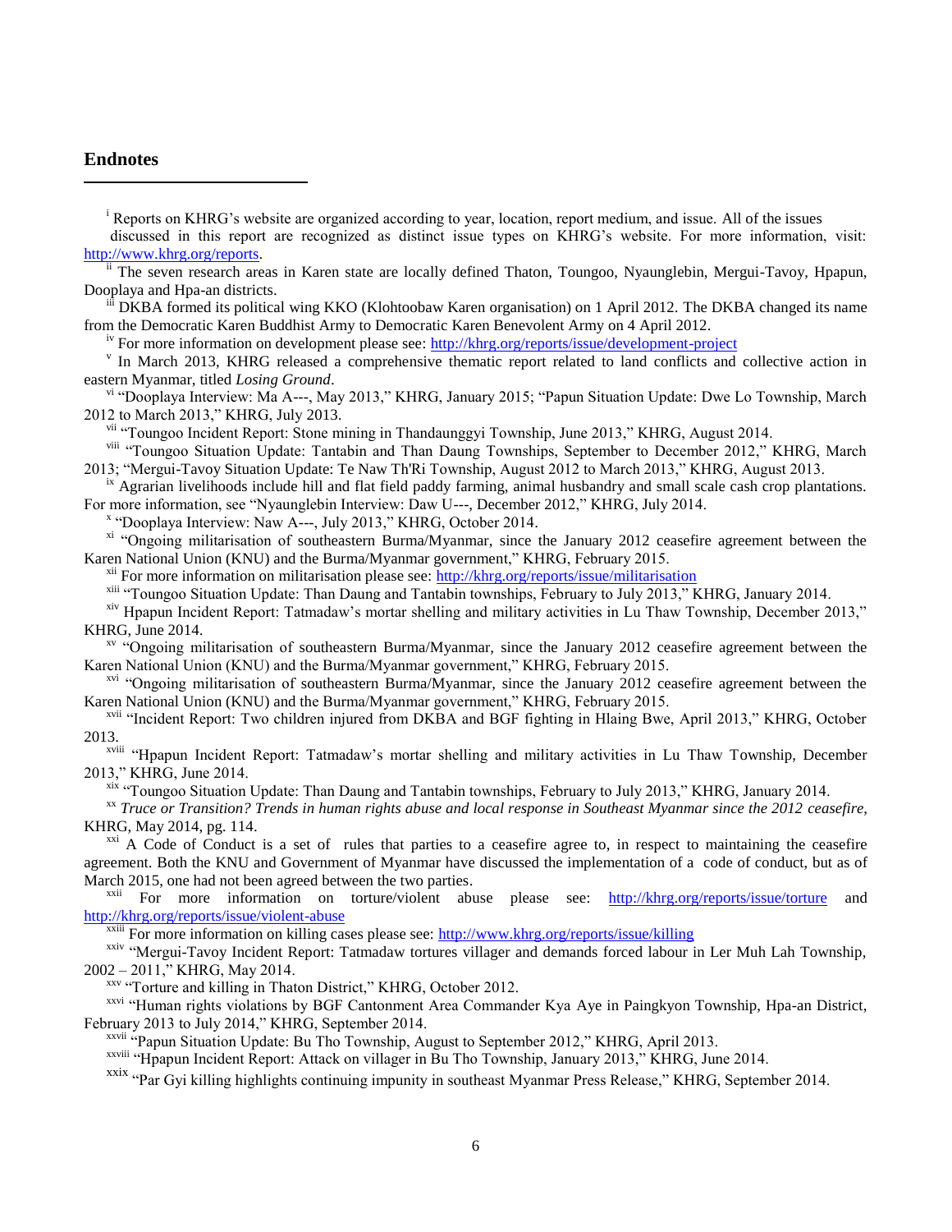## Endnotes

[i] Reports on KHRG's website are organized according to year, location, report medium, and issue. All of the issues discussed in this report are recognized as distinct issue types on KHRG's website. For more information, visit: http://www.khrg.org/reports.

[ii] The seven research areas in Karen state are locally defined Thaton, Toungoo, Nyaunglebin, Mergui-Tavoy, Hpapun, Dooplaya and Hpa-an districts.

[iii] DKBA formed its political wing KKO (Klohtoobaw Karen organisation) on 1 April 2012. The DKBA changed its name from the Democratic Karen Buddhist Army to Democratic Karen Benevolent Army on 4 April 2012.

[iv] For more information on development please see: http://khrg.org/reports/issue/development-project

[v] In March 2013, KHRG released a comprehensive thematic report related to land conflicts and collective action in eastern Myanmar, titled *Losing Ground*.

[vi] "Dooplaya Interview: Ma A---, May 2013," KHRG, January 2015; "Papun Situation Update: Dwe Lo Township, March 2012 to March 2013," KHRG, July 2013.

[vii] "Toungoo Incident Report: Stone mining in Thandaunggyi Township, June 2013," KHRG, August 2014.

[viii] "Toungoo Situation Update: Tantabin and Than Daung Townships, September to December 2012," KHRG, March 2013; "Mergui-Tavoy Situation Update: Te Naw Th'Ri Township, August 2012 to March 2013," KHRG, August 2013.

[ix] Agrarian livelihoods include hill and flat field paddy farming, animal husbandry and small scale cash crop plantations. For more information, see "Nyaunglebin Interview: Daw U---, December 2012," KHRG, July 2014.

[x] "Dooplaya Interview: Naw A---, July 2013," KHRG, October 2014.

[xi] "Ongoing militarisation of southeastern Burma/Myanmar, since the January 2012 ceasefire agreement between the Karen National Union (KNU) and the Burma/Myanmar government," KHRG, February 2015.

[xii] For more information on militarisation please see: http://khrg.org/reports/issue/militarisation

[xiii] "Toungoo Situation Update: Than Daung and Tantabin townships, February to July 2013," KHRG, January 2014.

[xiv] Hpapun Incident Report: Tatmadaw's mortar shelling and military activities in Lu Thaw Township, December 2013," KHRG, June 2014.

[xv] "Ongoing militarisation of southeastern Burma/Myanmar, since the January 2012 ceasefire agreement between the Karen National Union (KNU) and the Burma/Myanmar government," KHRG, February 2015.

[xvi] "Ongoing militarisation of southeastern Burma/Myanmar, since the January 2012 ceasefire agreement between the Karen National Union (KNU) and the Burma/Myanmar government," KHRG, February 2015.

[xvii] "Incident Report: Two children injured from DKBA and BGF fighting in Hlaing Bwe, April 2013," KHRG, October 2013.

[xviii] "Hpapun Incident Report: Tatmadaw's mortar shelling and military activities in Lu Thaw Township, December 2013," KHRG, June 2014.

[xix] "Toungoo Situation Update: Than Daung and Tantabin townships, February to July 2013," KHRG, January 2014.

[xx] *Truce or Transition? Trends in human rights abuse and local response in Southeast Myanmar since the 2012 ceasefire*, KHRG, May 2014, pg. 114.

[xxi] A Code of Conduct is a set of rules that parties to a ceasefire agree to, in respect to maintaining the ceasefire agreement. Both the KNU and Government of Myanmar have discussed the implementation of a code of conduct, but as of March 2015, one had not been agreed between the two parties.

[xxii] For more information on torture/violent abuse please see: http://khrg.org/reports/issue/torture and http://khrg.org/reports/issue/violent-abuse

[xxiii] For more information on killing cases please see: http://www.khrg.org/reports/issue/killing

[xxiv] "Mergui-Tavoy Incident Report: Tatmadaw tortures villager and demands forced labour in Ler Muh Lah Township, 2002 – 2011," KHRG, May 2014.

[xxv] "Torture and killing in Thaton District," KHRG, October 2012.

[xxvi] "Human rights violations by BGF Cantonment Area Commander Kya Aye in Paingkyon Township, Hpa-an District, February 2013 to July 2014," KHRG, September 2014.

[xxvii] "Papun Situation Update: Bu Tho Township, August to September 2012," KHRG, April 2013.

[xxviii] "Hpapun Incident Report: Attack on villager in Bu Tho Township, January 2013," KHRG, June 2014.

[xxix] "Par Gyi killing highlights continuing impunity in southeast Myanmar Press Release," KHRG, September 2014.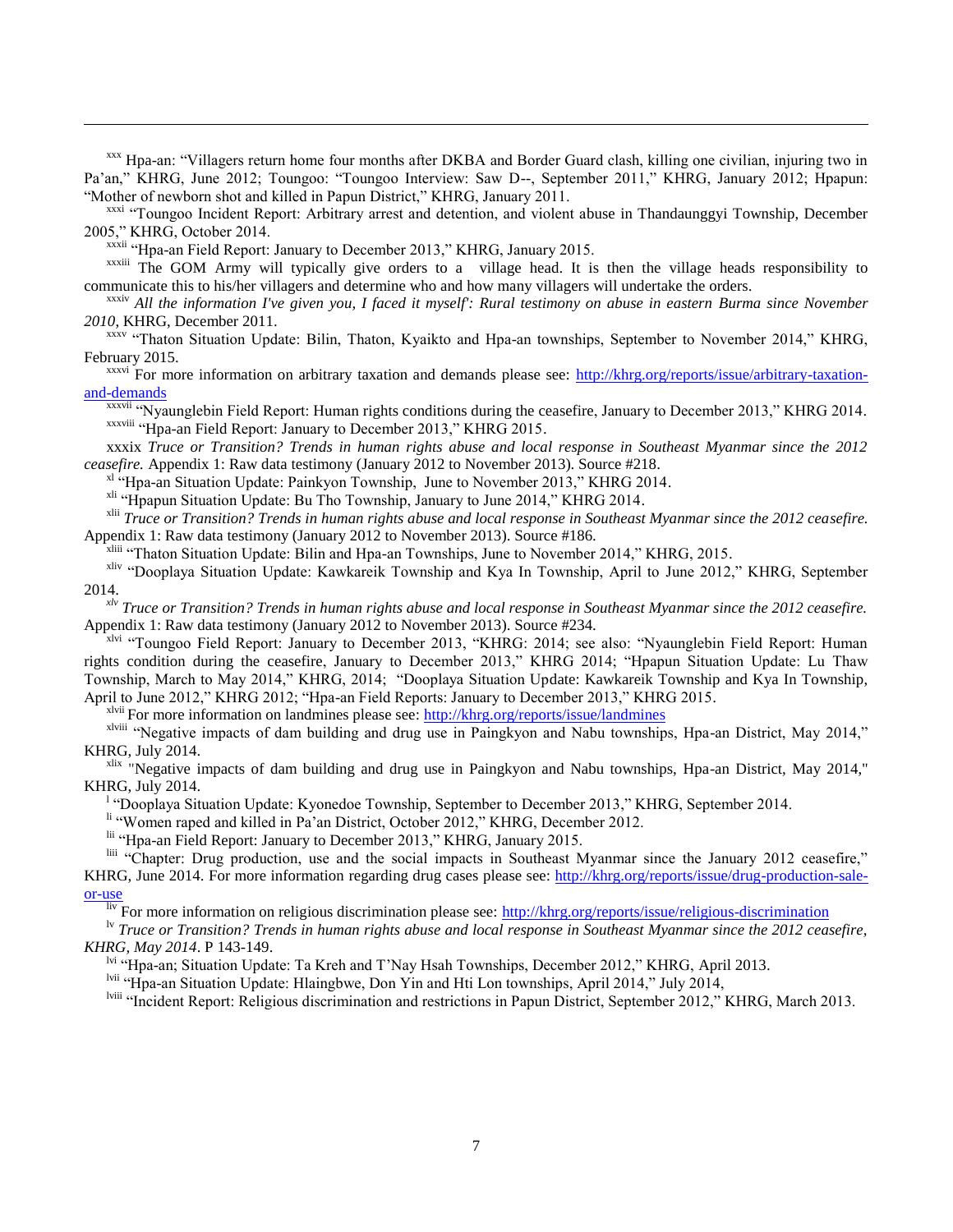[xxx] Hpa-an: "Villagers return home four months after DKBA and Border Guard clash, killing one civilian, injuring two in Pa'an," KHRG, June 2012; Toungoo: "Toungoo Interview: Saw D--, September 2011," KHRG, January 2012; Hpapun: "Mother of newborn shot and killed in Papun District," KHRG, January 2011.

[xxxi] "Toungoo Incident Report: Arbitrary arrest and detention, and violent abuse in Thandaunggyi Township, December 2005," KHRG, October 2014.

[xxxii] "Hpa-an Field Report: January to December 2013," KHRG, January 2015.

[xxxiii] The GOM Army will typically give orders to a village head. It is then the village heads responsibility to communicate this to his/her villagers and determine who and how many villagers will undertake the orders.

[xxxiv] *All the information I've given you, I faced it myself': Rural testimony on abuse in eastern Burma since November 2010*, KHRG, December 2011.

[xxxv] "Thaton Situation Update: Bilin, Thaton, Kyaikto and Hpa-an townships, September to November 2014," KHRG, February 2015.

[xxxvi] For more information on arbitrary taxation and demands please see: http://khrg.org/reports/issue/arbitrary-taxation-and-demands

[xxxvii] "Nyaunglebin Field Report: Human rights conditions during the ceasefire, January to December 2013," KHRG 2014.

[xxxviii] "Hpa-an Field Report: January to December 2013," KHRG 2015.

xxxix *Truce or Transition? Trends in human rights abuse and local response in Southeast Myanmar since the 2012 ceasefire.* Appendix 1: Raw data testimony (January 2012 to November 2013). Source #218.

[xl] "Hpa-an Situation Update: Painkyon Township, June to November 2013," KHRG 2014.

[xli] "Hpapun Situation Update: Bu Tho Township, January to June 2014," KHRG 2014.

[xlii] *Truce or Transition? Trends in human rights abuse and local response in Southeast Myanmar since the 2012 ceasefire.* Appendix 1: Raw data testimony (January 2012 to November 2013). Source #186.

[xliii] "Thaton Situation Update: Bilin and Hpa-an Townships, June to November 2014," KHRG, 2015.

[xliv] "Dooplaya Situation Update: Kawkareik Township and Kya In Township, April to June 2012," KHRG, September 2014.

[xlv] *Truce or Transition? Trends in human rights abuse and local response in Southeast Myanmar since the 2012 ceasefire.* Appendix 1: Raw data testimony (January 2012 to November 2013). Source #234.

[xlvi] "Toungoo Field Report: January to December 2013, "KHRG: 2014; see also: "Nyaunglebin Field Report: Human rights condition during the ceasefire, January to December 2013," KHRG 2014; "Hpapun Situation Update: Lu Thaw Township, March to May 2014," KHRG, 2014; "Dooplaya Situation Update: Kawkareik Township and Kya In Township, April to June 2012," KHRG 2012; "Hpa-an Field Reports: January to December 2013," KHRG 2015.

[xlvii] For more information on landmines please see: http://khrg.org/reports/issue/landmines

[xlviii] "Negative impacts of dam building and drug use in Paingkyon and Nabu townships, Hpa-an District, May 2014," KHRG, July 2014.

[xlix] "Negative impacts of dam building and drug use in Paingkyon and Nabu townships, Hpa-an District, May 2014," KHRG, July 2014.

[l] "Dooplaya Situation Update: Kyonedoe Township, September to December 2013," KHRG, September 2014.

[li] "Women raped and killed in Pa'an District, October 2012," KHRG, December 2012.

[lii] "Hpa-an Field Report: January to December 2013," KHRG, January 2015.

[liii] "Chapter: Drug production, use and the social impacts in Southeast Myanmar since the January 2012 ceasefire," KHRG, June 2014. For more information regarding drug cases please see: http://khrg.org/reports/issue/drug-production-sale-or-use

[liv] For more information on religious discrimination please see: http://khrg.org/reports/issue/religious-discrimination

[lv] *Truce or Transition? Trends in human rights abuse and local response in Southeast Myanmar since the 2012 ceasefire, KHRG, May 2014*. P 143-149.

[lvi] "Hpa-an; Situation Update: Ta Kreh and T'Nay Hsah Townships, December 2012," KHRG, April 2013.

[lvii] "Hpa-an Situation Update: Hlaingbwe, Don Yin and Hti Lon townships, April 2014," July 2014,

[lviii] "Incident Report: Religious discrimination and restrictions in Papun District, September 2012," KHRG, March 2013.